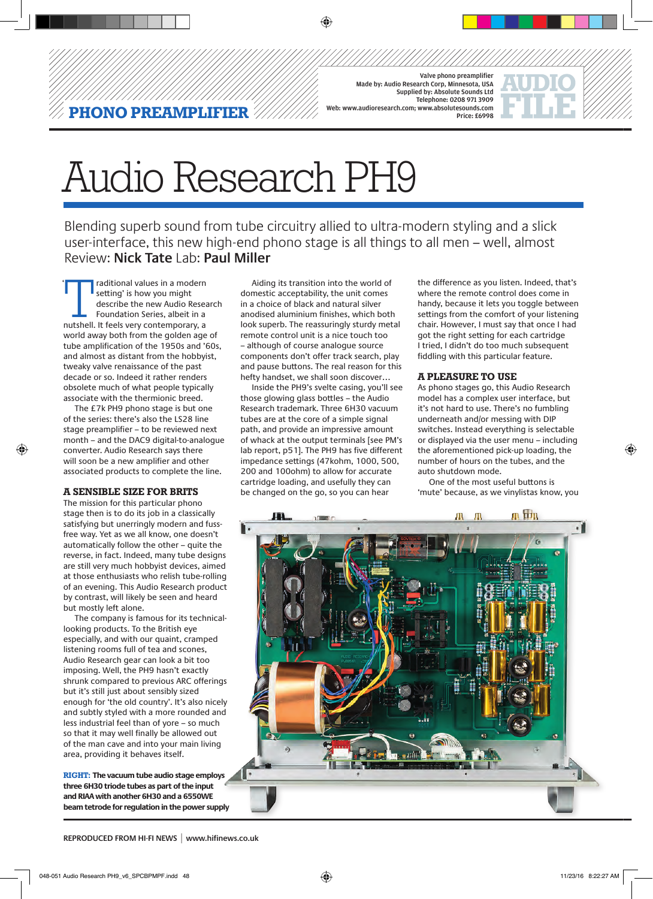PHONO PREAMPLIFIER

Valve phono preamplifier
Made by: Audio Research Corp, Minnesota, USA
Supplied by: Absolute Sounds Ltd
Telephone: 0208 971 3909
Web: www.audioresearch.com; www.absolutesounds.com
Price: £6998

AUDIO FILE

# Audio Research PH9

Blending superb sound from tube circuitry allied to ultra-modern styling and a slick user-interface, this new high-end phono stage is all things to all men – well, almost
Review: **Nick Tate** Lab: **Paul Miller**

'Traditional values in a modern setting' is how you might describe the new Audio Research Foundation Series, albeit in a nutshell. It feels very contemporary, a world away both from the golden age of tube amplification of the 1950s and '60s, and almost as distant from the hobbyist, tweaky valve renaissance of the past decade or so. Indeed it rather renders obsolete much of what people typically associate with the thermionic breed.

The £7k PH9 phono stage is but one of the series: there's also the LS28 line stage preamplifier – to be reviewed next month – and the DAC9 digital-to-analogue converter. Audio Research says there will soon be a new amplifier and other associated products to complete the line.

## A SENSIBLE SIZE FOR BRITS

The mission for this particular phono stage then is to do its job in a classically satisfying but unerringly modern and fuss-free way. Yet as we all know, one doesn't automatically follow the other – quite the reverse, in fact. Indeed, many tube designs are still very much hobbyist devices, aimed at those enthusiasts who relish tube-rolling of an evening. This Audio Research product by contrast, will likely be seen and heard but mostly left alone.

The company is famous for its technical-looking products. To the British eye especially, and with our quaint, cramped listening rooms full of tea and scones, Audio Research gear can look a bit too imposing. Well, the PH9 hasn't exactly shrunk compared to previous ARC offerings but it's still just about sensibly sized enough for 'the old country'. It's also nicely and subtly styled with a more rounded and less industrial feel than of yore – so much so that it may well finally be allowed out of the man cave and into your main living area, providing it behaves itself.

Aiding its transition into the world of domestic acceptability, the unit comes in a choice of black and natural silver anodised aluminium finishes, which both look superb. The reassuringly sturdy metal remote control unit is a nice touch too – although of course analogue source components don't offer track search, play and pause buttons. The real reason for this hefty handset, we shall soon discover…

Inside the PH9's svelte casing, you'll see those glowing glass bottles – the Audio Research trademark. Three 6H30 vacuum tubes are at the core of a simple signal path, and provide an impressive amount of whack at the output terminals [see PM's lab report, p51]. The PH9 has five different impedance settings (47kohm, 1000, 500, 200 and 100ohm) to allow for accurate cartridge loading, and usefully they can be changed on the go, so you can hear the difference as you listen. Indeed, that's where the remote control does come in handy, because it lets you toggle between settings from the comfort of your listening chair. However, I must say that once I had got the right setting for each cartridge I tried, I didn't do too much subsequent fiddling with this particular feature.

## A PLEASURE TO USE

As phono stages go, this Audio Research model has a complex user interface, but it's not hard to use. There's no fumbling underneath and/or messing with DIP switches. Instead everything is selectable or displayed via the user menu – including the aforementioned pick-up loading, the number of hours on the tubes, and the auto shutdown mode.

One of the most useful buttons is 'mute' because, as we vinylistas know, you

**RIGHT:** The vacuum tube audio stage employs three 6H30 triode tubes as part of the input and RIAA with another 6H30 and a 6550WE beam tetrode for regulation in the power supply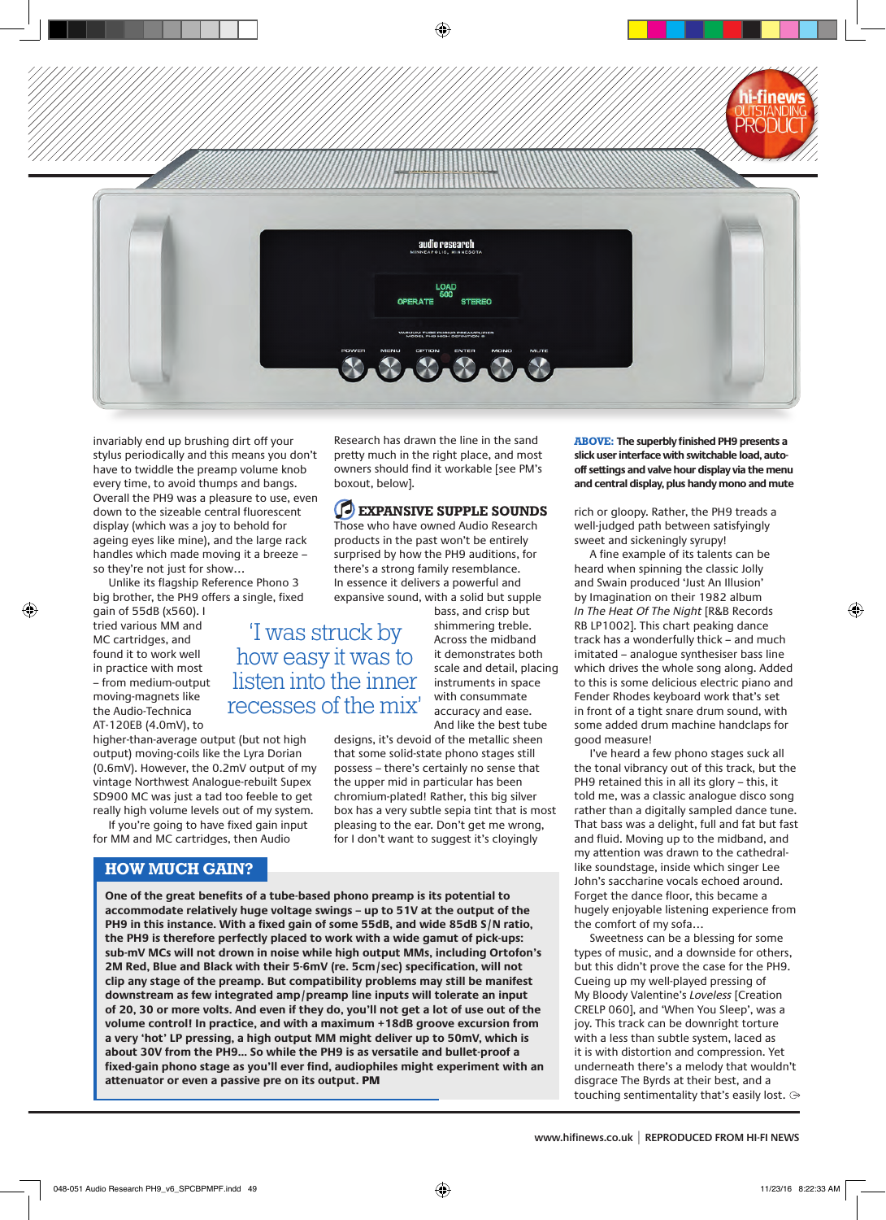invariably end up brushing dirt off your stylus periodically and this means you don't have to twiddle the preamp volume knob every time, to avoid thumps and bangs. Overall the PH9 was a pleasure to use, even down to the sizeable central fluorescent display (which was a joy to behold for ageing eyes like mine), and the large rack handles which made moving it a breeze – so they're not just for show…

Unlike its flagship Reference Phono 3 big brother, the PH9 offers a single, fixed gain of 55dB (x560). I tried various MM and MC cartridges, and found it to work well in practice with most – from medium-output moving-magnets like the Audio-Technica AT-120EB (4.0mV), to higher-than-average output (but not high output) moving-coils like the Lyra Dorian (0.6mV). However, the 0.2mV output of my vintage Northwest Analogue-rebuilt Supex SD900 MC was just a tad too feeble to get really high volume levels out of my system.

If you're going to have fixed gain input for MM and MC cartridges, then Audio Research has drawn the line in the sand pretty much in the right place, and most owners should find it workable [see PM's boxout, below].

> 'I was struck by how easy it was to listen into the inner recesses of the mix'

## EXPANSIVE SUPPLE SOUNDS

Those who have owned Audio Research products in the past won't be entirely surprised by how the PH9 auditions, for there's a strong family resemblance. In essence it delivers a powerful and expansive sound, with a solid but supple bass, and crisp but shimmering treble. Across the midband it demonstrates both scale and detail, placing instruments in space with consummate accuracy and ease. And like the best tube designs, it's devoid of the metallic sheen that some solid-state phono stages still possess – there's certainly no sense that the upper mid in particular has been chromium-plated! Rather, this big silver box has a very subtle sepia tint that is most pleasing to the ear. Don't get me wrong, for I don't want to suggest it's cloyingly rich or gloopy. Rather, the PH9 treads a well-judged path between satisfyingly sweet and sickeningly syrupy!

A fine example of its talents can be heard when spinning the classic Jolly and Swain produced 'Just An Illusion' by Imagination on their 1982 album *In The Heat Of The Night* [R&B Records RB LP1002]. This chart peaking dance track has a wonderfully thick – and much imitated – analogue synthesiser bass line which drives the whole song along. Added to this is some delicious electric piano and Fender Rhodes keyboard work that's set in front of a tight snare drum sound, with some added drum machine handclaps for good measure!

I've heard a few phono stages suck all the tonal vibrancy out of this track, but the PH9 retained this in all its glory – this, it told me, was a classic analogue disco song rather than a digitally sampled dance tune. That bass was a delight, full and fat but fast and fluid. Moving up to the midband, and my attention was drawn to the cathedral-like soundstage, inside which singer Lee John's saccharine vocals echoed around. Forget the dance floor, this became a hugely enjoyable listening experience from the comfort of my sofa…

Sweetness can be a blessing for some types of music, and a downside for others, but this didn't prove the case for the PH9. Cueing up my well-played pressing of My Bloody Valentine's *Loveless* [Creation CRELP 060], and 'When You Sleep', was a joy. This track can be downright torture with a less than subtle system, laced as it is with distortion and compression. Yet underneath there's a melody that wouldn't disgrace The Byrds at their best, and a touching sentimentality that's easily lost.

**ABOVE: The superbly finished PH9 presents a slick user interface with switchable load, auto-off settings and valve hour display via the menu and central display, plus handy mono and mute**

## HOW MUCH GAIN?

**One of the great benefits of a tube-based phono preamp is its potential to accommodate relatively huge voltage swings – up to 51V at the output of the PH9 in this instance. With a fixed gain of some 55dB, and wide 85dB S/N ratio, the PH9 is therefore perfectly placed to work with a wide gamut of pick-ups: sub-mV MCs will not drown in noise while high output MMs, including Ortofon's 2M Red, Blue and Black with their 5-6mV (re. 5cm/sec) specification, will not clip any stage of the preamp. But compatibility problems may still be manifest downstream as few integrated amp/preamp line inputs will tolerate an input of 20, 30 or more volts. And even if they do, you'll not get a lot of use out of the volume control! In practice, and with a maximum +18dB groove excursion from a very 'hot' LP pressing, a high output MM might deliver up to 50mV, which is about 30V from the PH9… So while the PH9 is as versatile and bullet-proof a fixed-gain phono stage as you'll ever find, audiophiles might experiment with an attenuator or even a passive pre on its output. PM**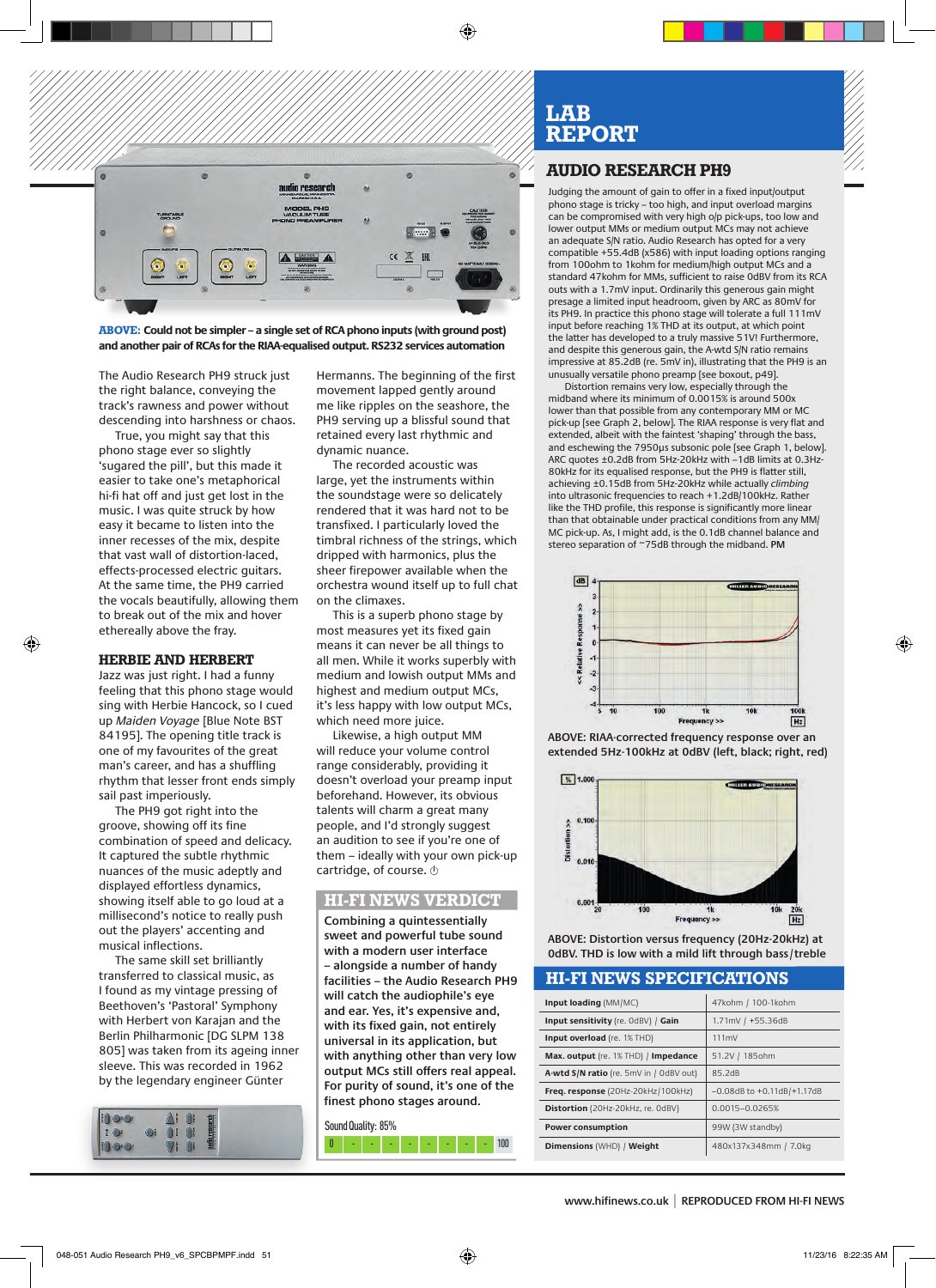**ABOVE:** Could not be simpler – a single set of RCA phono inputs (with ground post) and another pair of RCAs for the RIAA-equalised output. RS232 services automation

The Audio Research PH9 struck just the right balance, conveying the track's rawness and power without descending into harshness or chaos.

True, you might say that this phono stage ever so slightly 'sugared the pill', but this made it easier to take one's metaphorical hi-fi hat off and just get lost in the music. I was quite struck by how easy it became to listen into the inner recesses of the mix, despite that vast wall of distortion-laced, effects-processed electric guitars. At the same time, the PH9 carried the vocals beautifully, allowing them to break out of the mix and hover ethereally above the fray.

### HERBIE AND HERBERT

Jazz was just right. I had a funny feeling that this phono stage would sing with Herbie Hancock, so I cued up *Maiden Voyage* [Blue Note BST 84195]. The opening title track is one of my favourites of the great man's career, and has a shuffling rhythm that lesser front ends simply sail past imperiously.

The PH9 got right into the groove, showing off its fine combination of speed and delicacy. It captured the subtle rhythmic nuances of the music adeptly and displayed effortless dynamics, showing itself able to go loud at a millisecond's notice to really push out the players' accenting and musical inflections.

The same skill set brilliantly transferred to classical music, as I found as my vintage pressing of Beethoven's 'Pastoral' Symphony with Herbert von Karajan and the Berlin Philharmonic [DG SLPM 138 805] was taken from its ageing inner sleeve. This was recorded in 1962 by the legendary engineer Günter Hermanns. The beginning of the first movement lapped gently around me like ripples on the seashore, the PH9 serving up a blissful sound that retained every last rhythmic and dynamic nuance.

The recorded acoustic was large, yet the instruments within the soundstage were so delicately rendered that it was hard not to be transfixed. I particularly loved the timbral richness of the strings, which dripped with harmonics, plus the sheer firepower available when the orchestra wound itself up to full chat on the climaxes.

This is a superb phono stage by most measures yet its fixed gain means it can never be all things to all men. While it works superbly with medium and lowish output MMs and highest and medium output MCs, it's less happy with low output MCs, which need more juice.

Likewise, a high output MM will reduce your volume control range considerably, providing it doesn't overload your preamp input beforehand. However, its obvious talents will charm a great many people, and I'd strongly suggest an audition to see if you're one of them – ideally with your own pick-up cartridge, of course.

## HI-FI NEWS VERDICT

**Combining a quintessentially sweet and powerful tube sound with a modern user interface – alongside a number of handy facilities – the Audio Research PH9 will catch the audiophile's eye and ear. Yes, it's expensive and, with its fixed gain, not entirely universal in its application, but with anything other than very low output MCs still offers real appeal. For purity of sound, it's one of the finest phono stages around.**

Sound Quality: 85%

0 - - - - - - - - - 100

## LAB REPORT

### AUDIO RESEARCH PH9

Judging the amount of gain to offer in a fixed input/output phono stage is tricky – too high, and input overload margins can be compromised with very high o/p pick-ups, too low and lower output MMs or medium output MCs may not achieve an adequate S/N ratio. Audio Research has opted for a very compatible +55.4dB (x586) with input loading options ranging from 100ohm to 1kohm for medium/high output MCs and a standard 47kohm for MMs, sufficient to raise 0dBV from its RCA outs with a 1.7mV input. Ordinarily this generous gain might presage a limited input headroom, given by ARC as 80mV for its PH9. In practice this phono stage will tolerate a full 111mV input before reaching 1% THD at its output, at which point the latter has developed to a truly massive 51V! Furthermore, and despite this generous gain, the A-wtd S/N ratio remains impressive at 85.2dB (re. 5mV in), illustrating that the PH9 is an unusually versatile phono preamp [see boxout, p49].

Distortion remains very low, especially through the midband where its minimum of 0.0015% is around 500x lower than that possible from any contemporary MM or MC pick-up [see Graph 2, below]. The RIAA response is very flat and extended, albeit with the faintest 'shaping' through the bass, and eschewing the 7950µs subsonic pole [see Graph 1, below]. ARC quotes ±0.2dB from 5Hz-20kHz with –1dB limits at 0.3Hz-80kHz for its equalised response, but the PH9 is flatter still, achieving ±0.15dB from 5Hz-20kHz while actually *climbing* into ultrasonic frequencies to reach +1.2dB/100kHz. Rather like the THD profile, this response is significantly more linear than that obtainable under practical conditions from any MM/MC pick-up. As, I might add, is the 0.1dB channel balance and stereo separation of ~75dB through the midband. **PM**

dB
4
3
2
1
0
-1
-2
-3
-4
<< Relative Response >>
5 10 100 1k 10k 100k
Frequency >>
Hz
MILLER AUDIO RESEARCH

ABOVE: RIAA-corrected frequency response over an extended 5Hz-100kHz at 0dBV (left, black; right, red)

%
1.000
0.100
0.010
0.001
Distortion >>
20 100 1k 10k 20k
Frequency >>
Hz
MILLER AUDIO RESEARCH

ABOVE: Distortion versus frequency (20Hz-20kHz) at 0dBV. THD is low with a mild lift through bass/treble

## HI-FI NEWS SPECIFICATIONS

| | |
|---|---|
| **Input loading** (MM/MC) | 47kohm / 100-1kohm |
| **Input sensitivity** (re. 0dBV) / **Gain** | 1.71mV / +55.36dB |
| **Input overload** (re. 1% THD) | 111mV |
| **Max. output** (re. 1% THD) / **Impedance** | 51.2V / 185ohm |
| **A-wtd S/N ratio** (re. 5mV in / 0dBV out) | 85.2dB |
| **Freq. response** (20Hz-20kHz/100kHz) | –0.08dB to +0.11dB/+1.17dB |
| **Distortion** (20Hz-20kHz, re. 0dBV) | 0.0015–0.0265% |
| **Power consumption** | 99W (3W standby) |
| **Dimensions** (WHD) / **Weight** | 480x137x348mm / 7.0kg |